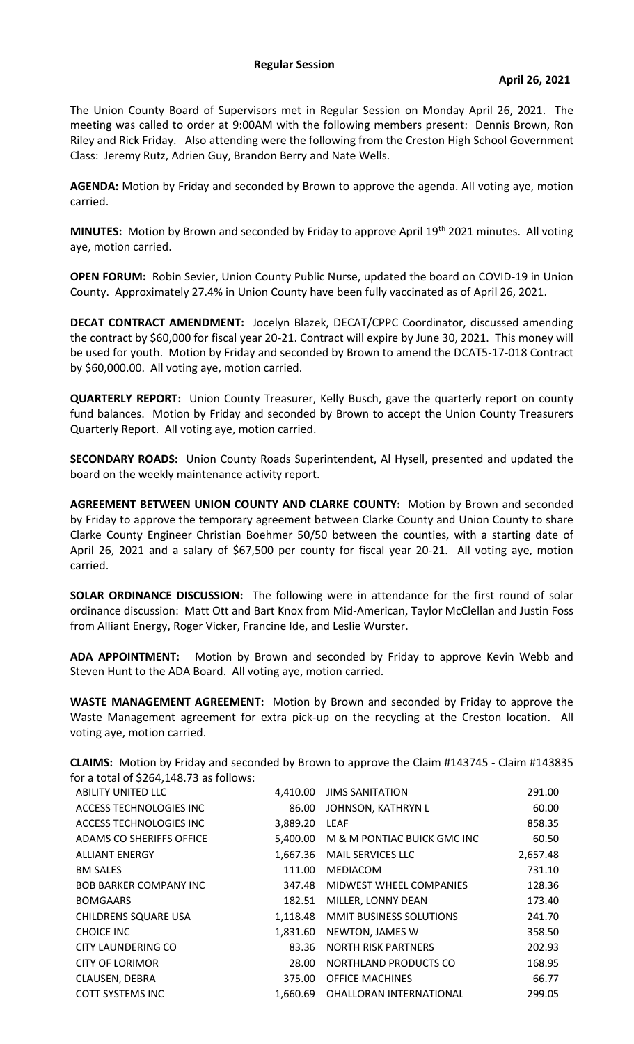# Regular Session

**April 26, 2021**

The Union County Board of Supervisors met in Regular Session on Monday April 26, 2021. The meeting was called to order at 9:00AM with the following members present: Dennis Brown, Ron Riley and Rick Friday. Also attending were the following from the Creston High School Government Class: Jeremy Rutz, Adrien Guy, Brandon Berry and Nate Wells.

**AGENDA:** Motion by Friday and seconded by Brown to approve the agenda. All voting aye, motion carried.

**MINUTES:** Motion by Brown and seconded by Friday to approve April 19th 2021 minutes. All voting aye, motion carried.

**OPEN FORUM:** Robin Sevier, Union County Public Nurse, updated the board on COVID-19 in Union County. Approximately 27.4% in Union County have been fully vaccinated as of April 26, 2021.

**DECAT CONTRACT AMENDMENT:** Jocelyn Blazek, DECAT/CPPC Coordinator, discussed amending the contract by $60,000 for fiscal year 20-21. Contract will expire by June 30, 2021. This money will be used for youth. Motion by Friday and seconded by Brown to amend the DCAT5-17-018 Contract by $60,000.00. All voting aye, motion carried.

**QUARTERLY REPORT:** Union County Treasurer, Kelly Busch, gave the quarterly report on county fund balances. Motion by Friday and seconded by Brown to accept the Union County Treasurers Quarterly Report. All voting aye, motion carried.

**SECONDARY ROADS:** Union County Roads Superintendent, Al Hysell, presented and updated the board on the weekly maintenance activity report.

**AGREEMENT BETWEEN UNION COUNTY AND CLARKE COUNTY:** Motion by Brown and seconded by Friday to approve the temporary agreement between Clarke County and Union County to share Clarke County Engineer Christian Boehmer 50/50 between the counties, with a starting date of April 26, 2021 and a salary of $67,500 per county for fiscal year 20-21. All voting aye, motion carried.

**SOLAR ORDINANCE DISCUSSION:** The following were in attendance for the first round of solar ordinance discussion: Matt Ott and Bart Knox from Mid-American, Taylor McClellan and Justin Foss from Alliant Energy, Roger Vicker, Francine Ide, and Leslie Wurster.

**ADA APPOINTMENT:** Motion by Brown and seconded by Friday to approve Kevin Webb and Steven Hunt to the ADA Board. All voting aye, motion carried.

**WASTE MANAGEMENT AGREEMENT:** Motion by Brown and seconded by Friday to approve the Waste Management agreement for extra pick-up on the recycling at the Creston location. All voting aye, motion carried.

**CLAIMS:** Motion by Friday and seconded by Brown to approve the Claim #143745 - Claim #143835 for a total of $264,148.73 as follows:

| | | | |
|---|---|---|---|
| ABILITY UNITED LLC | 4,410.00 | JIMS SANITATION | 291.00 |
| ACCESS TECHNOLOGIES INC | 86.00 | JOHNSON, KATHRYN L | 60.00 |
| ACCESS TECHNOLOGIES INC | 3,889.20 | LEAF | 858.35 |
| ADAMS CO SHERIFFS OFFICE | 5,400.00 | M & M PONTIAC BUICK GMC INC | 60.50 |
| ALLIANT ENERGY | 1,667.36 | MAIL SERVICES LLC | 2,657.48 |
| BM SALES | 111.00 | MEDIACOM | 731.10 |
| BOB BARKER COMPANY INC | 347.48 | MIDWEST WHEEL COMPANIES | 128.36 |
| BOMGAARS | 182.51 | MILLER, LONNY DEAN | 173.40 |
| CHILDRENS SQUARE USA | 1,118.48 | MMIT BUSINESS SOLUTIONS | 241.70 |
| CHOICE INC | 1,831.60 | NEWTON, JAMES W | 358.50 |
| CITY LAUNDERING CO | 83.36 | NORTH RISK PARTNERS | 202.93 |
| CITY OF LORIMOR | 28.00 | NORTHLAND PRODUCTS CO | 168.95 |
| CLAUSEN, DEBRA | 375.00 | OFFICE MACHINES | 66.77 |
| COTT SYSTEMS INC | 1,660.69 | OHALLORAN INTERNATIONAL | 299.05 |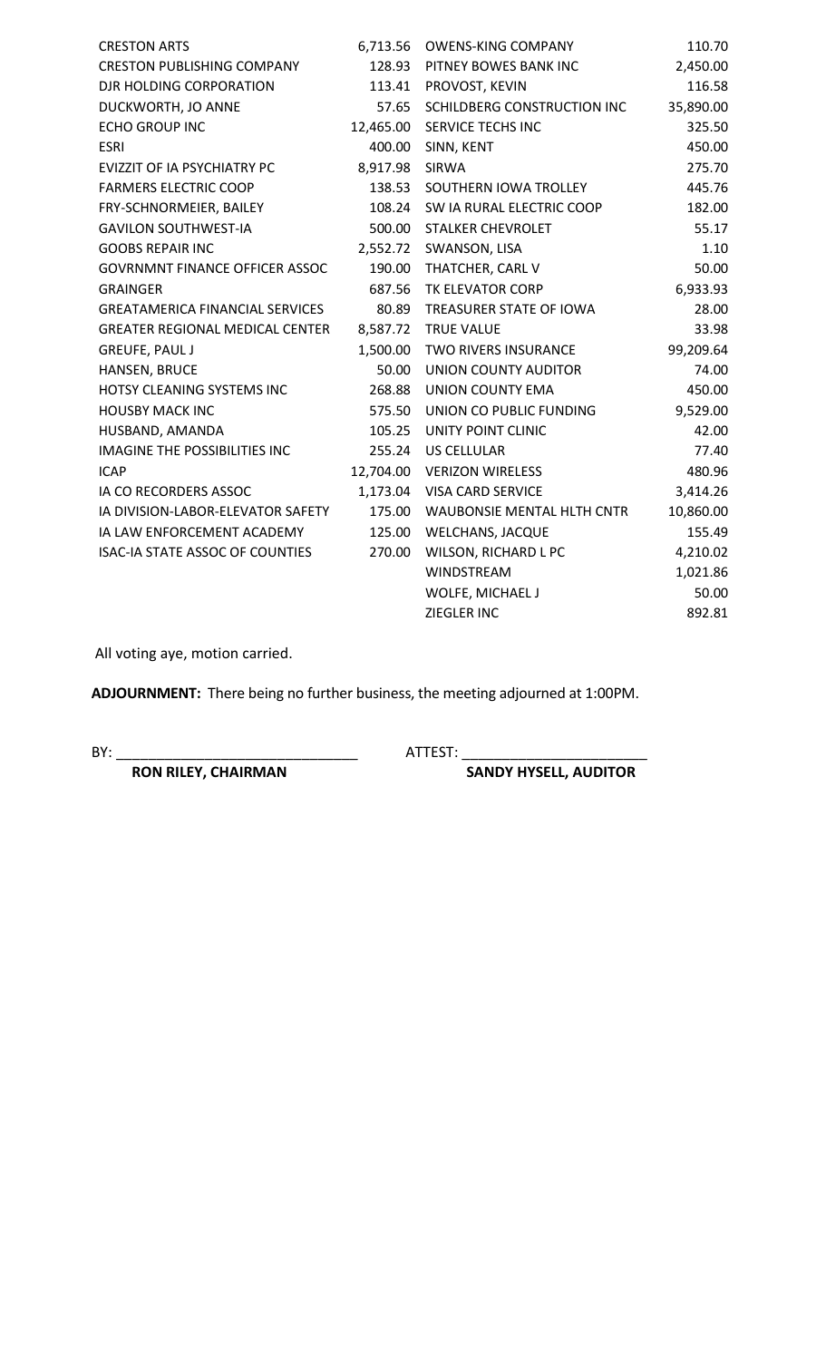| | | | |
|---|---|---|---|
| CRESTON ARTS | 6,713.56 | OWENS-KING COMPANY | 110.70 |
| CRESTON PUBLISHING COMPANY | 128.93 | PITNEY BOWES BANK INC | 2,450.00 |
| DJR HOLDING CORPORATION | 113.41 | PROVOST, KEVIN | 116.58 |
| DUCKWORTH, JO ANNE | 57.65 | SCHILDBERG CONSTRUCTION INC | 35,890.00 |
| ECHO GROUP INC | 12,465.00 | SERVICE TECHS INC | 325.50 |
| ESRI | 400.00 | SINN, KENT | 450.00 |
| EVIZZIT OF IA PSYCHIATRY PC | 8,917.98 | SIRWA | 275.70 |
| FARMERS ELECTRIC COOP | 138.53 | SOUTHERN IOWA TROLLEY | 445.76 |
| FRY-SCHNORMEIER, BAILEY | 108.24 | SW IA RURAL ELECTRIC COOP | 182.00 |
| GAVILON SOUTHWEST-IA | 500.00 | STALKER CHEVROLET | 55.17 |
| GOOBS REPAIR INC | 2,552.72 | SWANSON, LISA | 1.10 |
| GOVRNMNT FINANCE OFFICER ASSOC | 190.00 | THATCHER, CARL V | 50.00 |
| GRAINGER | 687.56 | TK ELEVATOR CORP | 6,933.93 |
| GREATAMERICA FINANCIAL SERVICES | 80.89 | TREASURER STATE OF IOWA | 28.00 |
| GREATER REGIONAL MEDICAL CENTER | 8,587.72 | TRUE VALUE | 33.98 |
| GREUFE, PAUL J | 1,500.00 | TWO RIVERS INSURANCE | 99,209.64 |
| HANSEN, BRUCE | 50.00 | UNION COUNTY AUDITOR | 74.00 |
| HOTSY CLEANING SYSTEMS INC | 268.88 | UNION COUNTY EMA | 450.00 |
| HOUSBY MACK INC | 575.50 | UNION CO PUBLIC FUNDING | 9,529.00 |
| HUSBAND, AMANDA | 105.25 | UNITY POINT CLINIC | 42.00 |
| IMAGINE THE POSSIBILITIES INC | 255.24 | US CELLULAR | 77.40 |
| ICAP | 12,704.00 | VERIZON WIRELESS | 480.96 |
| IA CO RECORDERS ASSOC | 1,173.04 | VISA CARD SERVICE | 3,414.26 |
| IA DIVISION-LABOR-ELEVATOR SAFETY | 175.00 | WAUBONSIE MENTAL HLTH CNTR | 10,860.00 |
| IA LAW ENFORCEMENT ACADEMY | 125.00 | WELCHANS, JACQUE | 155.49 |
| ISAC-IA STATE ASSOC OF COUNTIES | 270.00 | WILSON, RICHARD L PC | 4,210.02 |
| | | WINDSTREAM | 1,021.86 |
| | | WOLFE, MICHAEL J | 50.00 |
| | | ZIEGLER INC | 892.81 |

All voting aye, motion carried.

**ADJOURNMENT:** There being no further business, the meeting adjourned at 1:00PM.

BY: ______________________________ ATTEST: ______________________

**RON RILEY, CHAIRMAN** **SANDY HYSELL, AUDITOR**